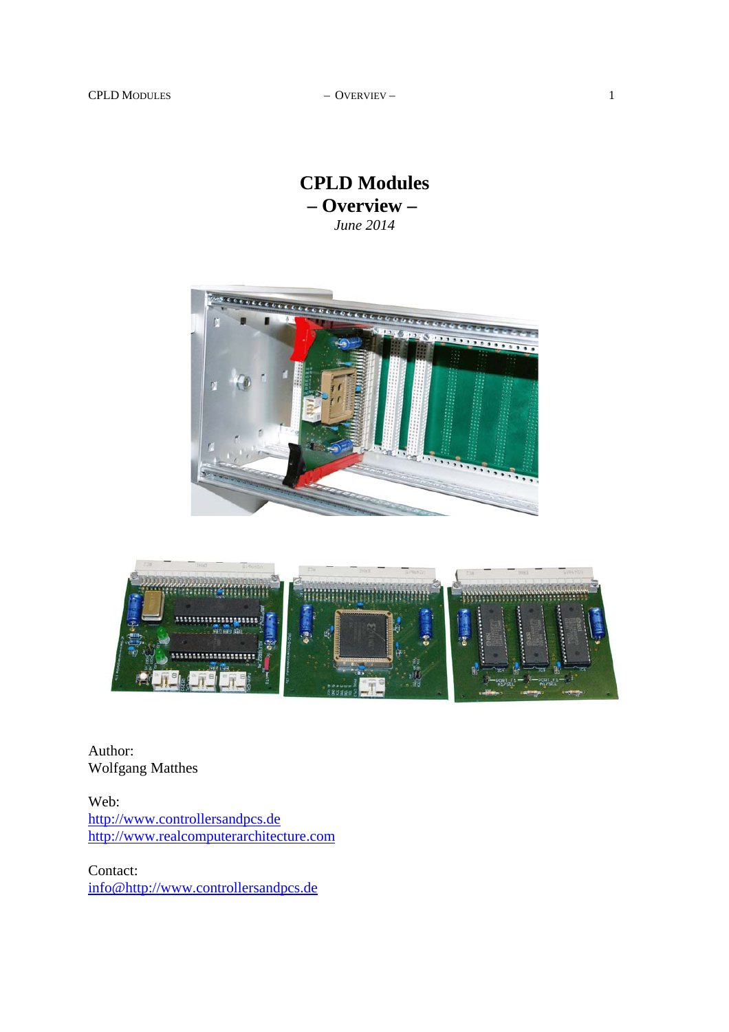# CPLD Modules
## – Overview –
*June 2014*

Author:
Wolfgang Matthes

Web:
http://www.controllersandpcs.de
http://www.realcomputerarchitecture.com

Contact:
info@http://www.controllersandpcs.de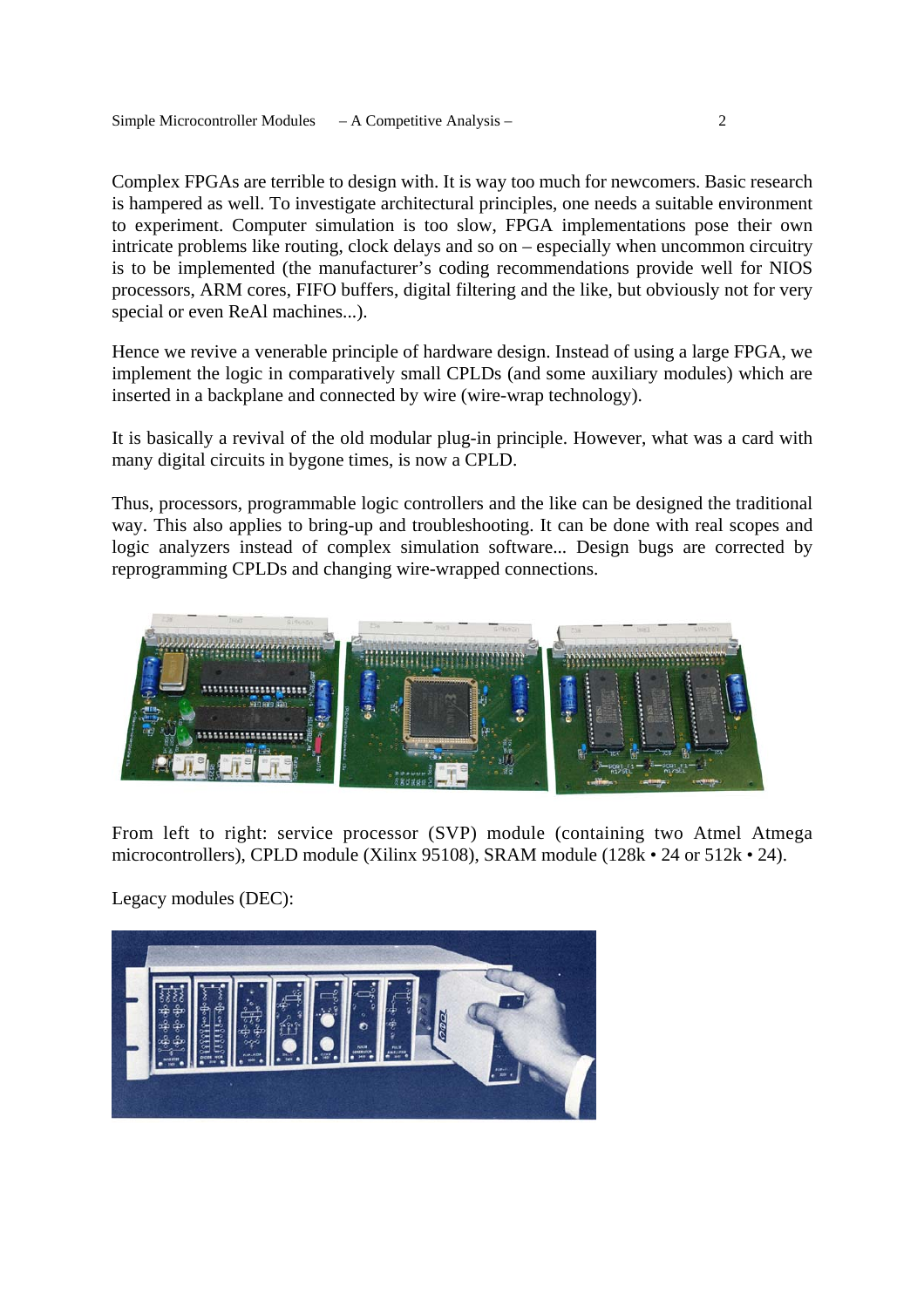Complex FPGAs are terrible to design with. It is way too much for newcomers. Basic research is hampered as well. To investigate architectural principles, one needs a suitable environment to experiment. Computer simulation is too slow, FPGA implementations pose their own intricate problems like routing, clock delays and so on – especially when uncommon circuitry is to be implemented (the manufacturer's coding recommendations provide well for NIOS processors, ARM cores, FIFO buffers, digital filtering and the like, but obviously not for very special or even ReAl machines...).

Hence we revive a venerable principle of hardware design. Instead of using a large FPGA, we implement the logic in comparatively small CPLDs (and some auxiliary modules) which are inserted in a backplane and connected by wire (wire-wrap technology).

It is basically a revival of the old modular plug-in principle. However, what was a card with many digital circuits in bygone times, is now a CPLD.

Thus, processors, programmable logic controllers and the like can be designed the traditional way. This also applies to bring-up and troubleshooting. It can be done with real scopes and logic analyzers instead of complex simulation software... Design bugs are corrected by reprogramming CPLDs and changing wire-wrapped connections.

From left to right: service processor (SVP) module (containing two Atmel Atmega microcontrollers), CPLD module (Xilinx 95108), SRAM module (128k • 24 or 512k • 24).

Legacy modules (DEC):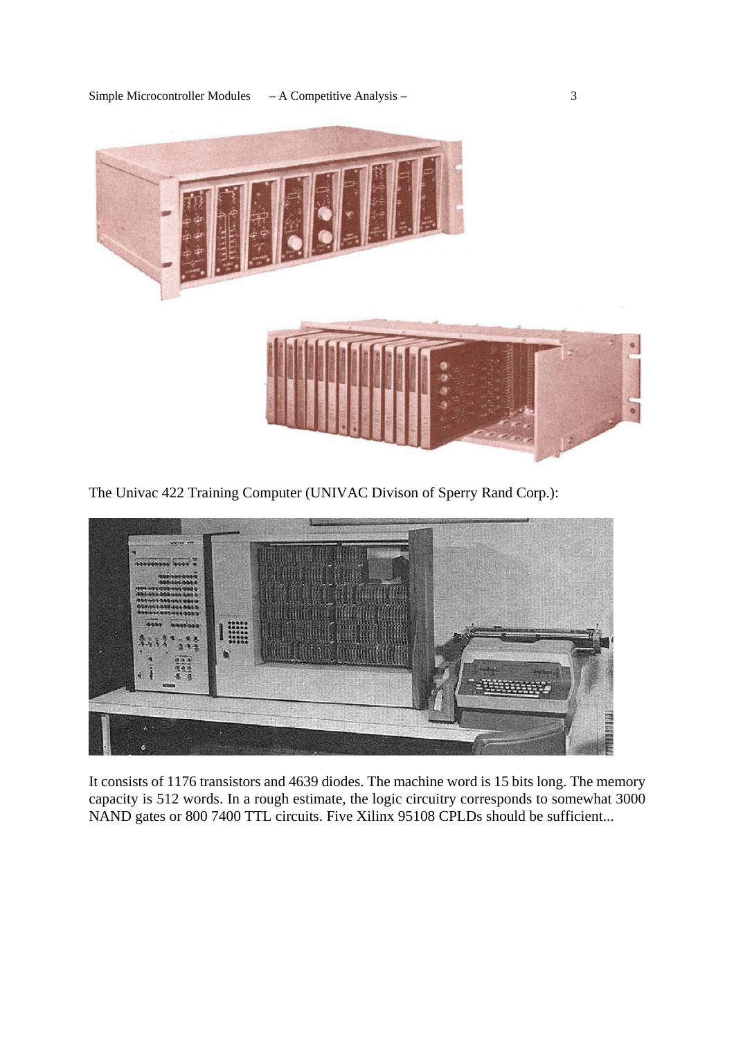The Univac 422 Training Computer (UNIVAC Divison of Sperry Rand Corp.):

It consists of 1176 transistors and 4639 diodes. The machine word is 15 bits long. The memory capacity is 512 words. In a rough estimate, the logic circuitry corresponds to somewhat 3000 NAND gates or 800 7400 TTL circuits. Five Xilinx 95108 CPLDs should be sufficient...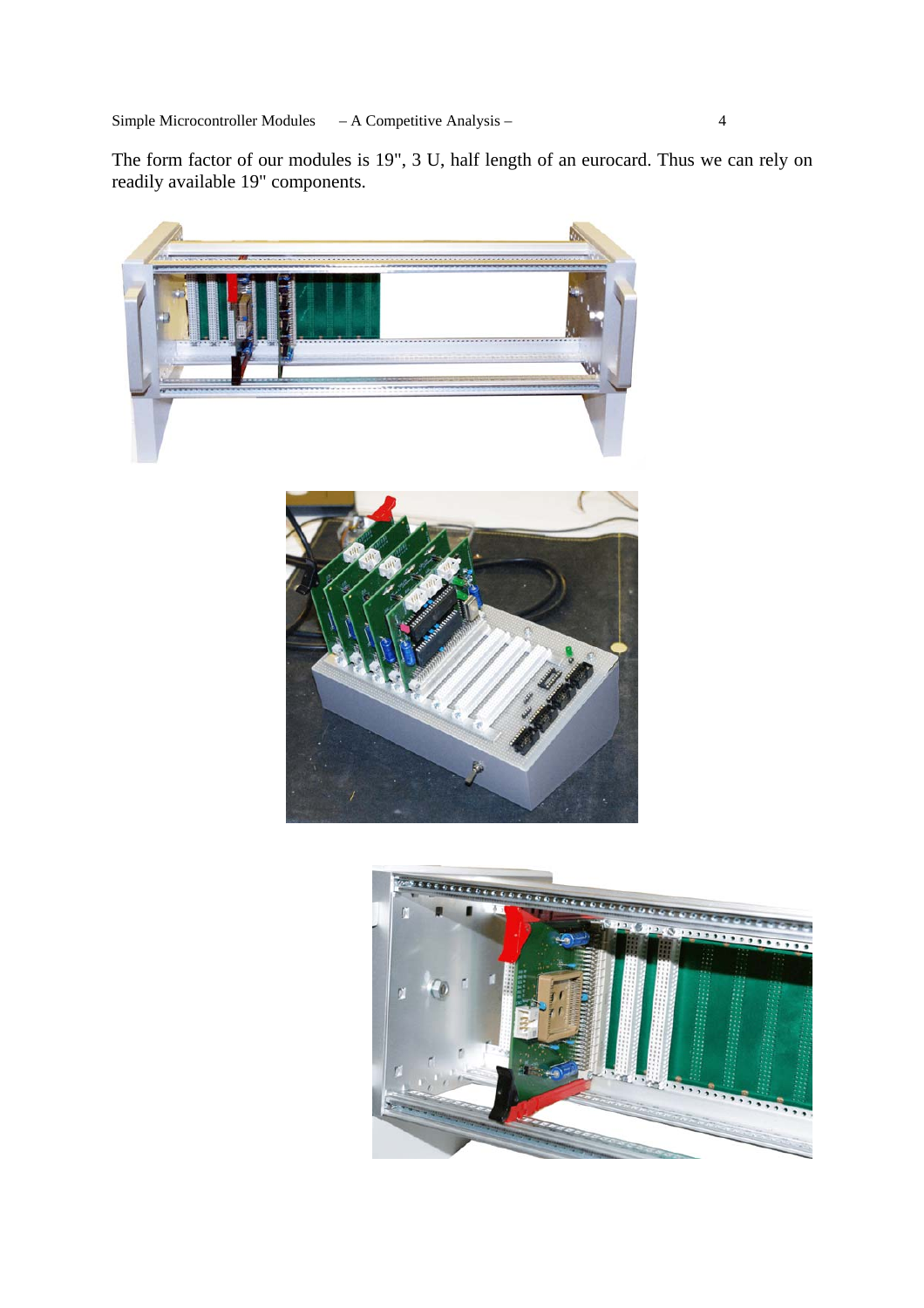The form factor of our modules is 19", 3 U, half length of an eurocard. Thus we can rely on readily available 19" components.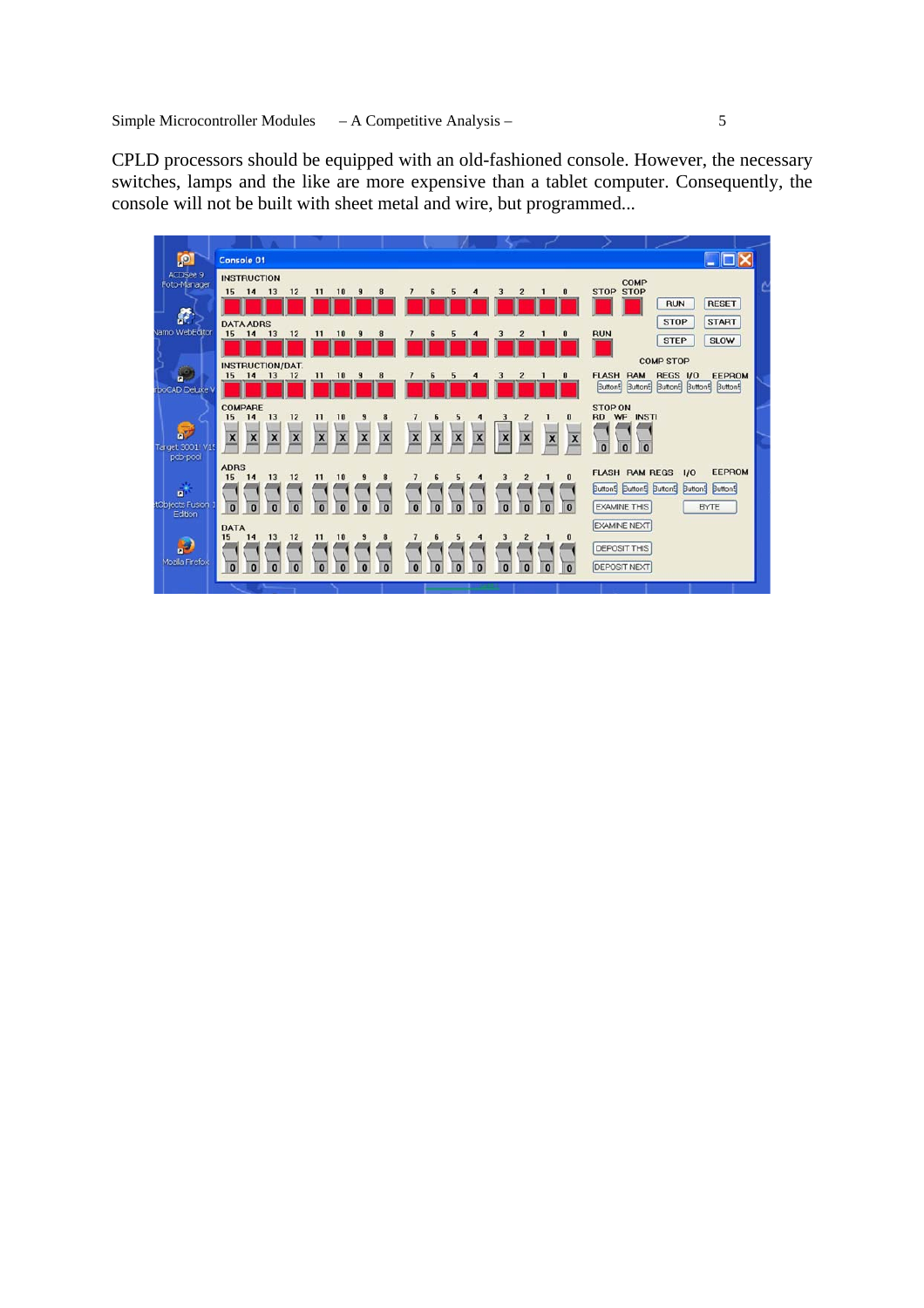CPLD processors should be equipped with an old-fashioned console. However, the necessary switches, lamps and the like are more expensive than a tablet computer. Consequently, the console will not be built with sheet metal and wire, but programmed...